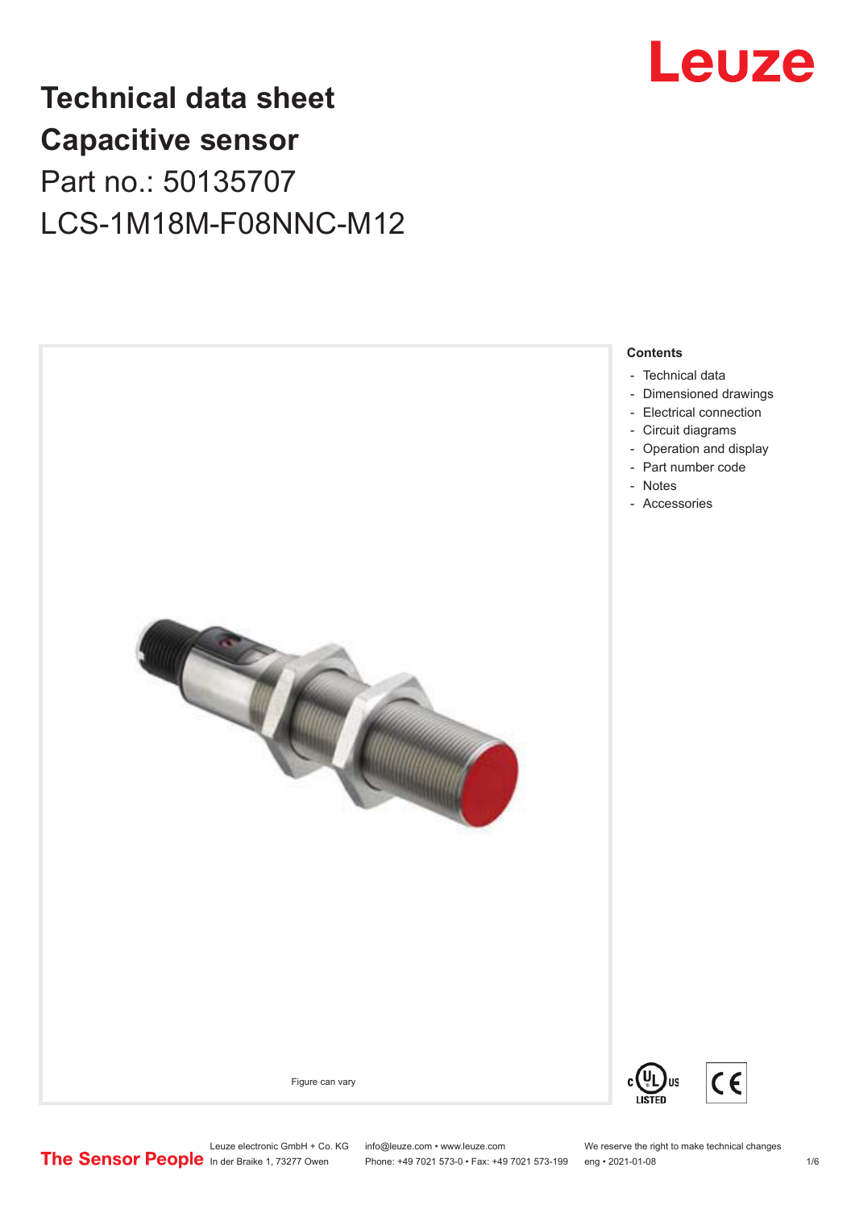# Technical data sheet
# Capacitive sensor

Part no.: 50135707

LCS-1M18M-F08NNC-M12

Figure can vary

**Contents**

- Technical data
- Dimensioned drawings
- Electrical connection
- Circuit diagrams
- Operation and display
- Part number code
- Notes
- Accessories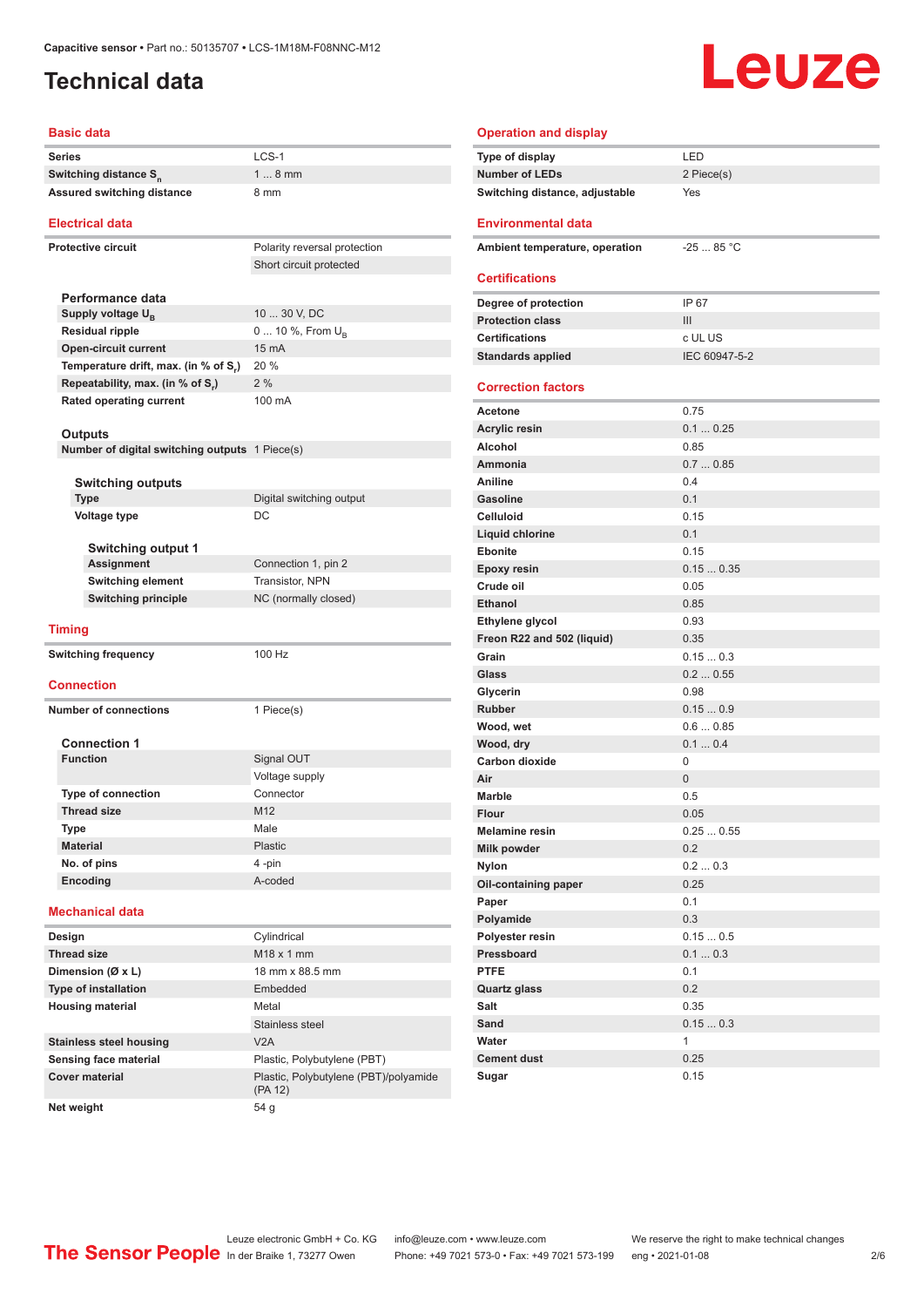Capacitive sensor • Part no.: 50135707 • LCS-1M18M-F08NNC-M12

# Technical data

## Basic data

| | |
|---|---|
| Series | LCS-1 |
| Switching distance $S_n$ | 1 ... 8 mm |
| Assured switching distance | 8 mm |

## Electrical data

| | |
|---|---|
| Protective circuit | Polarity reversal protection |
| | Short circuit protected |

### Performance data

| | |
|---|---|
| Supply voltage $U_B$ | 10 ... 30 V, DC |
| Residual ripple | 0 ... 10 %, From $U_B$ |
| Open-circuit current | 15 mA |
| Temperature drift, max. (in % of $S_r$) | 20 % |
| Repeatability, max. (in % of $S_r$) | 2 % |
| Rated operating current | 100 mA |

### Outputs

| | |
|---|---|
| Number of digital switching outputs | 1 Piece(s) |

### Switching outputs

| | |
|---|---|
| Type | Digital switching output |
| Voltage type | DC |

### Switching output 1

| | |
|---|---|
| Assignment | Connection 1, pin 2 |
| Switching element | Transistor, NPN |
| Switching principle | NC (normally closed) |

## Timing

| | |
|---|---|
| Switching frequency | 100 Hz |

## Connection

| | |
|---|---|
| Number of connections | 1 Piece(s) |

### Connection 1

| | |
|---|---|
| Function | Signal OUT |
| | Voltage supply |
| Type of connection | Connector |
| Thread size | M12 |
| Type | Male |
| Material | Plastic |
| No. of pins | 4 -pin |
| Encoding | A-coded |

## Mechanical data

| | |
|---|---|
| Design | Cylindrical |
| Thread size | M18 x 1 mm |
| Dimension (Ø x L) | 18 mm x 88.5 mm |
| Type of installation | Embedded |
| Housing material | Metal |
| | Stainless steel |
| Stainless steel housing | V2A |
| Sensing face material | Plastic, Polybutylene (PBT) |
| Cover material | Plastic, Polybutylene (PBT)/polyamide (PA 12) |
| Net weight | 54 g |

## Operation and display

| | |
|---|---|
| Type of display | LED |
| Number of LEDs | 2 Piece(s) |
| Switching distance, adjustable | Yes |

## Environmental data

| | |
|---|---|
| Ambient temperature, operation | -25 ... 85 °C |

## Certifications

| | |
|---|---|
| Degree of protection | IP 67 |
| Protection class | III |
| Certifications | c UL US |
| Standards applied | IEC 60947-5-2 |

## Correction factors

| | |
|---|---|
| Acetone | 0.75 |
| Acrylic resin | 0.1 ... 0.25 |
| Alcohol | 0.85 |
| Ammonia | 0.7 ... 0.85 |
| Aniline | 0.4 |
| Gasoline | 0.1 |
| Celluloid | 0.15 |
| Liquid chlorine | 0.1 |
| Ebonite | 0.15 |
| Epoxy resin | 0.15 ... 0.35 |
| Crude oil | 0.05 |
| Ethanol | 0.85 |
| Ethylene glycol | 0.93 |
| Freon R22 and 502 (liquid) | 0.35 |
| Grain | 0.15 ... 0.3 |
| Glass | 0.2 ... 0.55 |
| Glycerin | 0.98 |
| Rubber | 0.15 ... 0.9 |
| Wood, wet | 0.6 ... 0.85 |
| Wood, dry | 0.1 ... 0.4 |
| Carbon dioxide | 0 |
| Air | 0 |
| Marble | 0.5 |
| Flour | 0.05 |
| Melamine resin | 0.25 ... 0.55 |
| Milk powder | 0.2 |
| Nylon | 0.2 ... 0.3 |
| Oil-containing paper | 0.25 |
| Paper | 0.1 |
| Polyamide | 0.3 |
| Polyester resin | 0.15 ... 0.5 |
| Pressboard | 0.1 ... 0.3 |
| PTFE | 0.1 |
| Quartz glass | 0.2 |
| Salt | 0.35 |
| Sand | 0.15 ... 0.3 |
| Water | 1 |
| Cement dust | 0.25 |
| Sugar | 0.15 |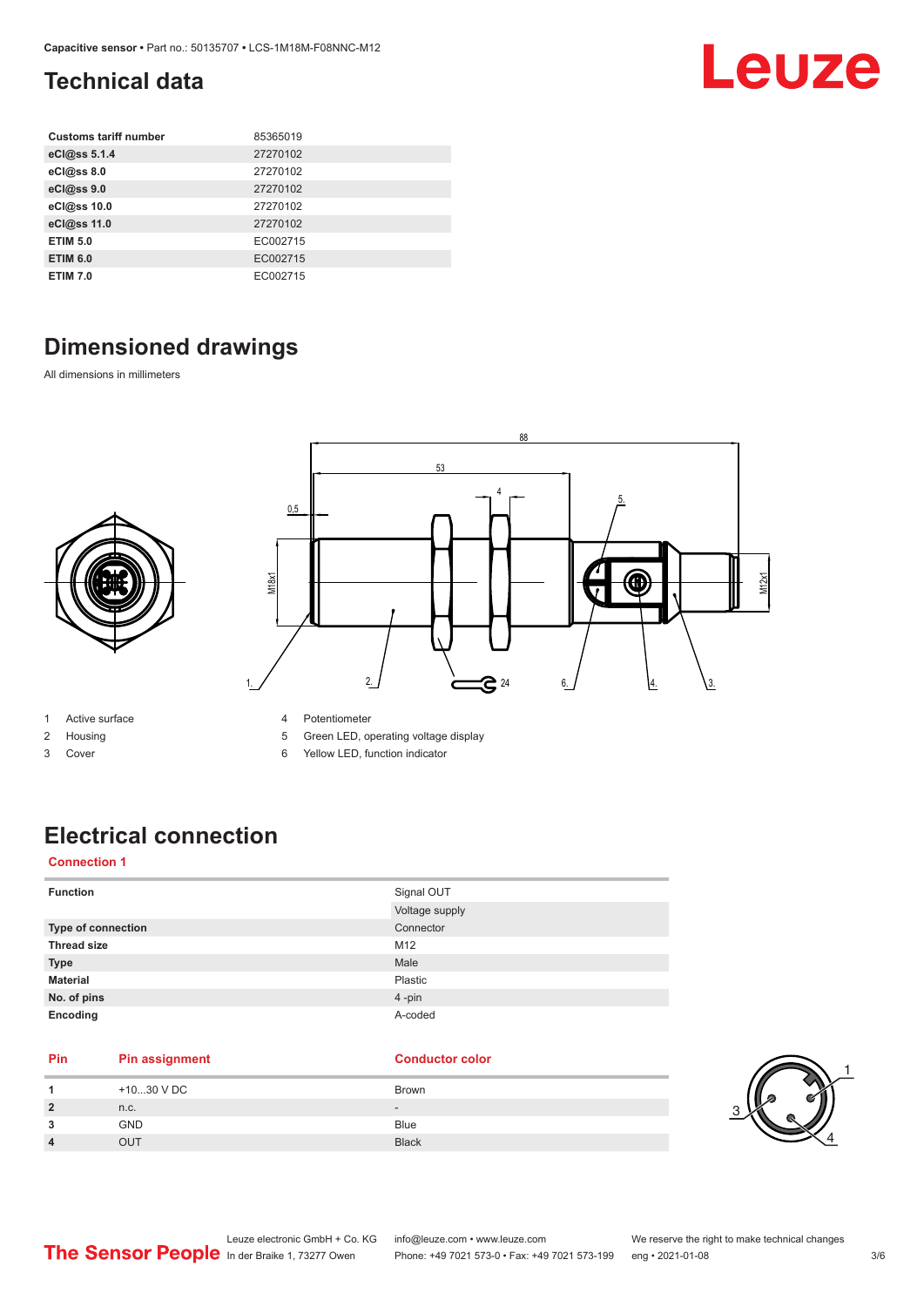# Technical data

| | |
|---|---|
| **Customs tariff number** | 85365019 |
| **eCl@ss 5.1.4** | 27270102 |
| **eCl@ss 8.0** | 27270102 |
| **eCl@ss 9.0** | 27270102 |
| **eCl@ss 10.0** | 27270102 |
| **eCl@ss 11.0** | 27270102 |
| **ETIM 5.0** | EC002715 |
| **ETIM 6.0** | EC002715 |
| **ETIM 7.0** | EC002715 |

# Dimensioned drawings

All dimensions in millimeters

1 Active surface
2 Housing
3 Cover
4 Potentiometer
5 Green LED, operating voltage display
6 Yellow LED, function indicator

# Electrical connection

**Connection 1**

| | |
|---|---|
| **Function** | Signal OUT<br>Voltage supply |
| **Type of connection** | Connector |
| **Thread size** | M12 |
| **Type** | Male |
| **Material** | Plastic |
| **No. of pins** | 4 -pin |
| **Encoding** | A-coded |

| Pin | Pin assignment | Conductor color |
|---|---|---|
| 1 | +10...30 V DC | Brown |
| 2 | n.c. | - |
| 3 | GND | Blue |
| 4 | OUT | Black |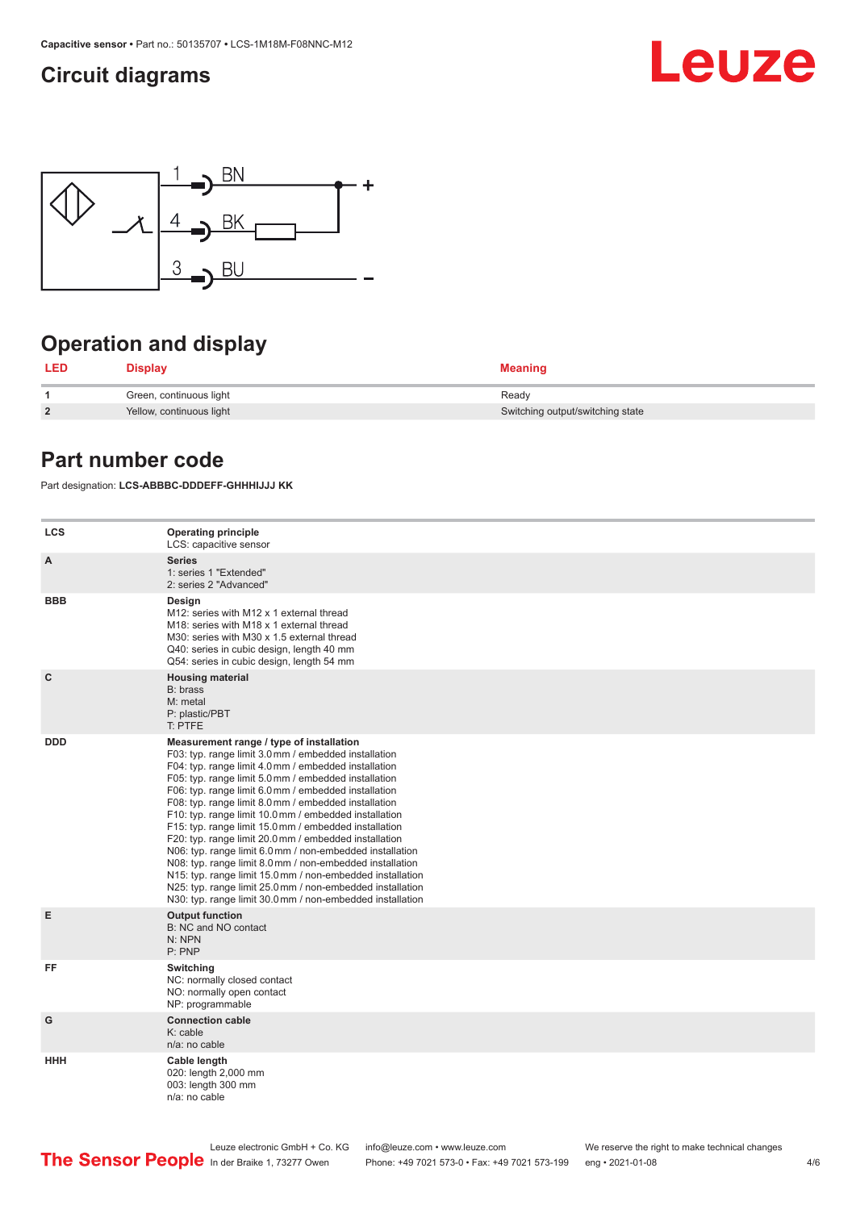## Circuit diagrams

1 BN +
4 BK
3 BU −

## Operation and display

| LED | Display | Meaning |
|---|---|---|
| 1 | Green, continuous light | Ready |
| 2 | Yellow, continuous light | Switching output/switching state |

## Part number code

Part designation: **LCS-ABBBC-DDDEFF-GHHHIJJJ KK**

| | |
|---|---|
| LCS | **Operating principle**<br>LCS: capacitive sensor |
| A | **Series**<br>1: series 1 "Extended"<br>2: series 2 "Advanced" |
| BBB | **Design**<br>M12: series with M12 x 1 external thread<br>M18: series with M18 x 1 external thread<br>M30: series with M30 x 1.5 external thread<br>Q40: series in cubic design, length 40 mm<br>Q54: series in cubic design, length 54 mm |
| C | **Housing material**<br>B: brass<br>M: metal<br>P: plastic/PBT<br>T: PTFE |
| DDD | **Measurement range / type of installation**<br>F03: typ. range limit 3.0 mm / embedded installation<br>F04: typ. range limit 4.0 mm / embedded installation<br>F05: typ. range limit 5.0 mm / embedded installation<br>F06: typ. range limit 6.0 mm / embedded installation<br>F08: typ. range limit 8.0 mm / embedded installation<br>F10: typ. range limit 10.0 mm / embedded installation<br>F15: typ. range limit 15.0 mm / embedded installation<br>F20: typ. range limit 20.0 mm / embedded installation<br>N06: typ. range limit 6.0 mm / non-embedded installation<br>N08: typ. range limit 8.0 mm / non-embedded installation<br>N15: typ. range limit 15.0 mm / non-embedded installation<br>N25: typ. range limit 25.0 mm / non-embedded installation<br>N30: typ. range limit 30.0 mm / non-embedded installation |
| E | **Output function**<br>B: NC and NO contact<br>N: NPN<br>P: PNP |
| FF | **Switching**<br>NC: normally closed contact<br>NO: normally open contact<br>NP: programmable |
| G | **Connection cable**<br>K: cable<br>n/a: no cable |
| HHH | **Cable length**<br>020: length 2,000 mm<br>003: length 300 mm<br>n/a: no cable |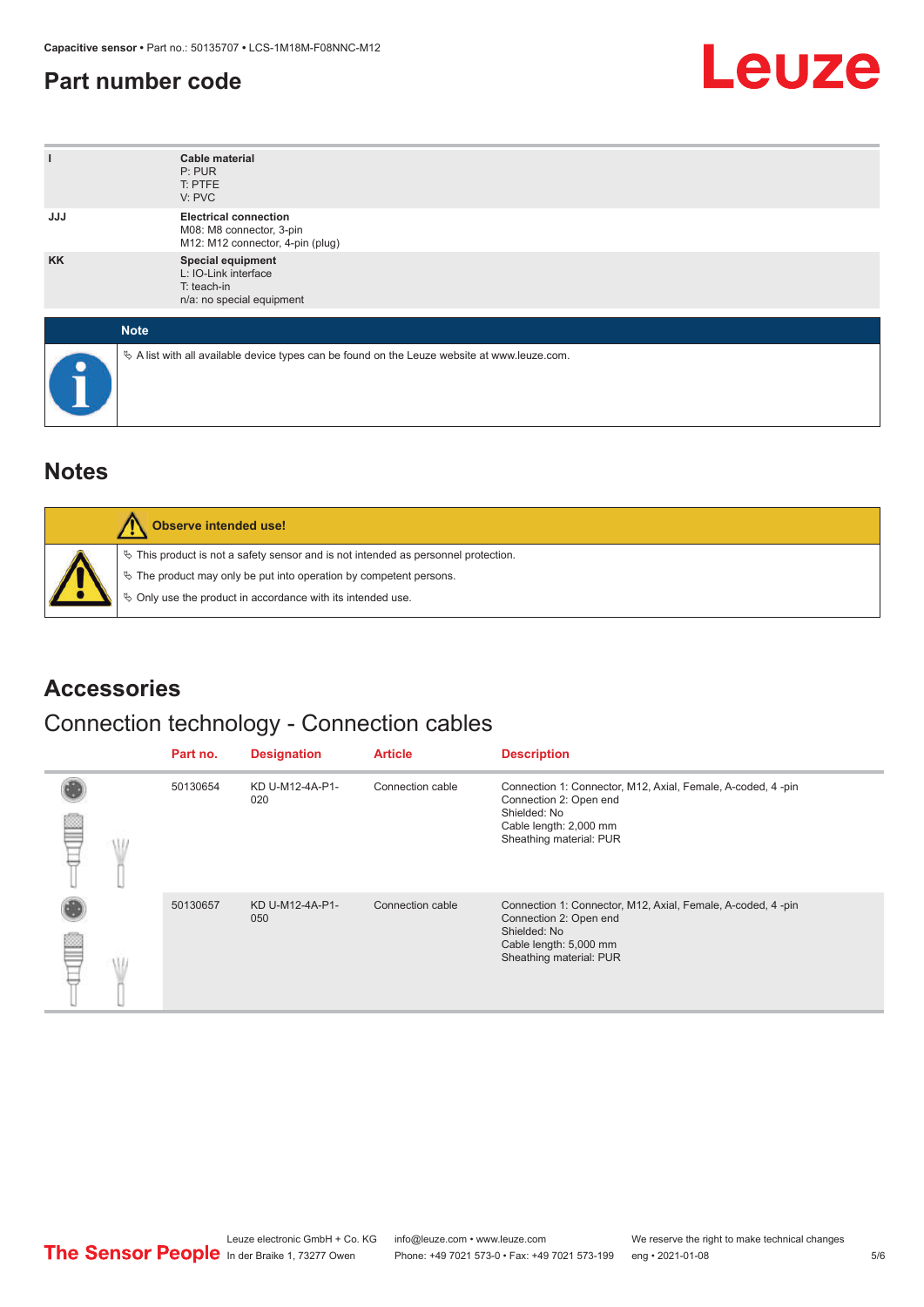## Part number code

| | |
|---|---|
| I | **Cable material**<br>P: PUR<br>T: PTFE<br>V: PVC |
| JJJ | **Electrical connection**<br>M08: M8 connector, 3-pin<br>M12: M12 connector, 4-pin (plug) |
| KK | **Special equipment**<br>L: IO-Link interface<br>T: teach-in<br>n/a: no special equipment |

**Note**

- A list with all available device types can be found on the Leuze website at www.leuze.com.

## Notes

**Observe intended use!**

- This product is not a safety sensor and is not intended as personnel protection.
- The product may only be put into operation by competent persons.
- Only use the product in accordance with its intended use.

## Accessories

### Connection technology - Connection cables

| Part no. | Designation | Article | Description |
|---|---|---|---|
| 50130654 | KD U-M12-4A-P1-020 | Connection cable | Connection 1: Connector, M12, Axial, Female, A-coded, 4 -pin<br>Connection 2: Open end<br>Shielded: No<br>Cable length: 2,000 mm<br>Sheathing material: PUR |
| 50130657 | KD U-M12-4A-P1-050 | Connection cable | Connection 1: Connector, M12, Axial, Female, A-coded, 4 -pin<br>Connection 2: Open end<br>Shielded: No<br>Cable length: 5,000 mm<br>Sheathing material: PUR |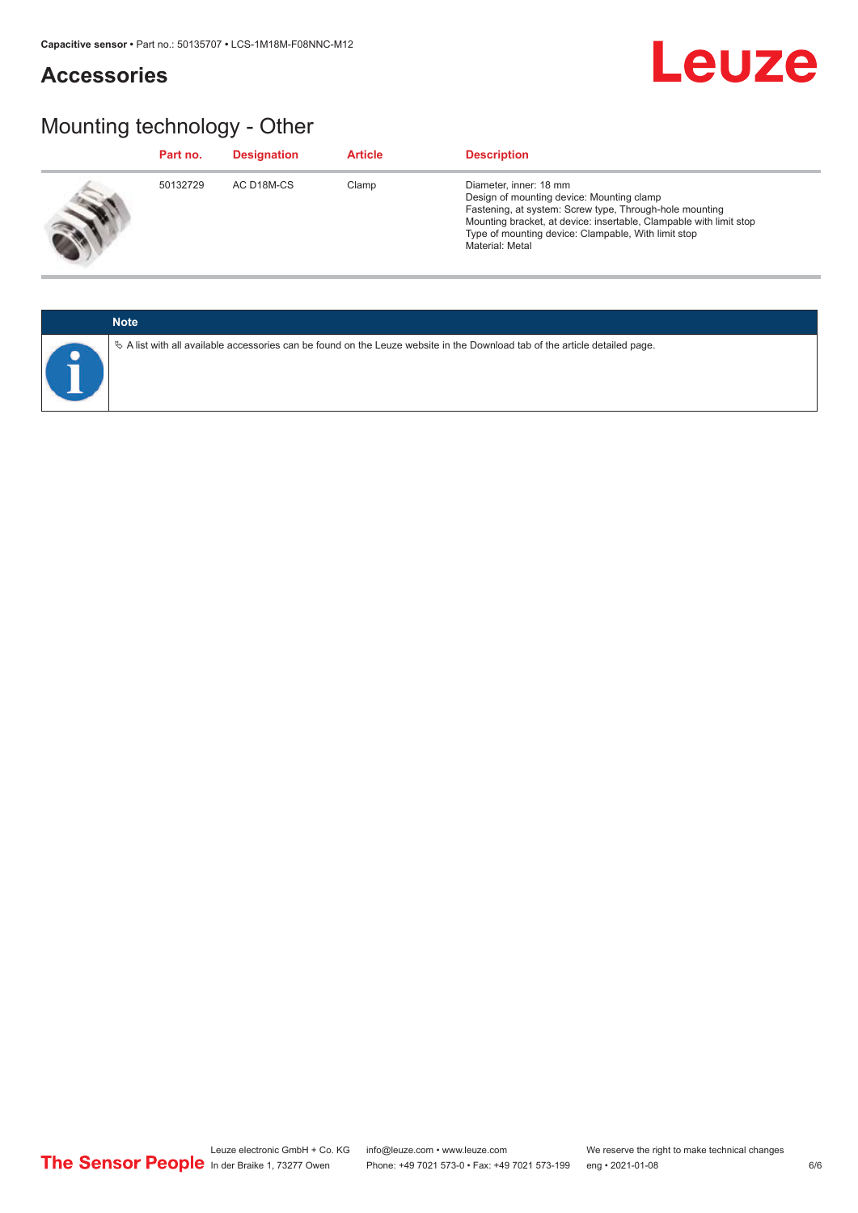## Accessories

### Mounting technology - Other

| | Part no. | Designation | Article | Description |
|---|---|---|---|---|
| | 50132729 | AC D18M-CS | Clamp | Diameter, inner: 18 mm<br>Design of mounting device: Mounting clamp<br>Fastening, at system: Screw type, Through-hole mounting<br>Mounting bracket, at device: insertable, Clampable with limit stop<br>Type of mounting device: Clampable, With limit stop<br>Material: Metal |

**Note**

↬ A list with all available accessories can be found on the Leuze website in the Download tab of the article detailed page.